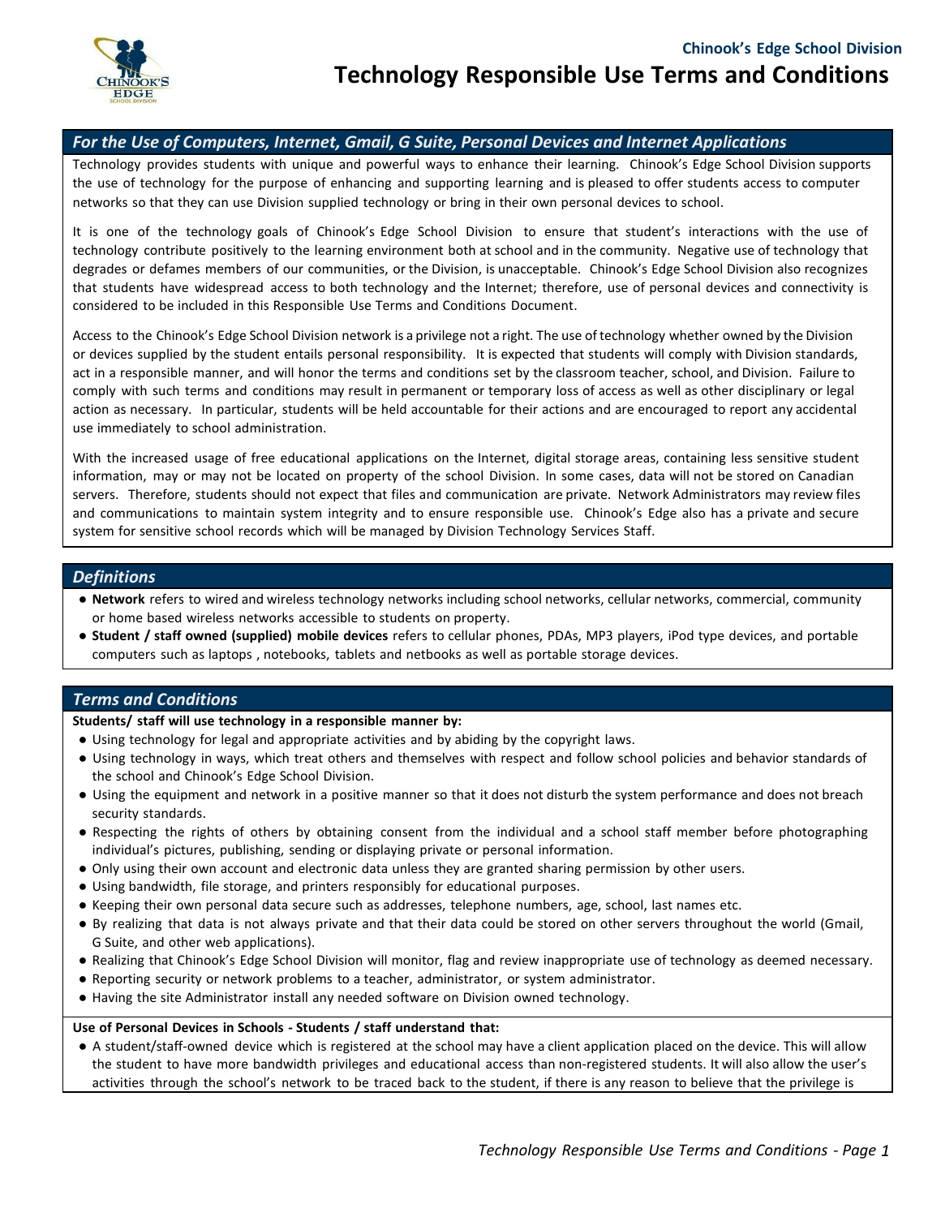**Chinook's Edge School Division**

# Technology Responsible Use Terms and Conditions

## *For the Use of Computers, Internet, Gmail, G Suite, Personal Devices and Internet Applications*

Technology provides students with unique and powerful ways to enhance their learning. Chinook's Edge School Division supports the use of technology for the purpose of enhancing and supporting learning and is pleased to offer students access to computer networks so that they can use Division supplied technology or bring in their own personal devices to school.

It is one of the technology goals of Chinook's Edge School Division to ensure that student's interactions with the use of technology contribute positively to the learning environment both at school and in the community. Negative use of technology that degrades or defames members of our communities, or the Division, is unacceptable. Chinook's Edge School Division also recognizes that students have widespread access to both technology and the Internet; therefore, use of personal devices and connectivity is considered to be included in this Responsible Use Terms and Conditions Document.

Access to the Chinook's Edge School Division network is a privilege not a right. The use of technology whether owned by the Division or devices supplied by the student entails personal responsibility. It is expected that students will comply with Division standards, act in a responsible manner, and will honor the terms and conditions set by the classroom teacher, school, and Division. Failure to comply with such terms and conditions may result in permanent or temporary loss of access as well as other disciplinary or legal action as necessary. In particular, students will be held accountable for their actions and are encouraged to report any accidental use immediately to school administration.

With the increased usage of free educational applications on the Internet, digital storage areas, containing less sensitive student information, may or may not be located on property of the school Division. In some cases, data will not be stored on Canadian servers. Therefore, students should not expect that files and communication are private. Network Administrators may review files and communications to maintain system integrity and to ensure responsible use. Chinook's Edge also has a private and secure system for sensitive school records which will be managed by Division Technology Services Staff.

## *Definitions*

- **Network** refers to wired and wireless technology networks including school networks, cellular networks, commercial, community or home based wireless networks accessible to students on property.
- **Student / staff owned (supplied) mobile devices** refers to cellular phones, PDAs, MP3 players, iPod type devices, and portable computers such as laptops , notebooks, tablets and netbooks as well as portable storage devices.

## *Terms and Conditions*

**Students/ staff will use technology in a responsible manner by:**

- Using technology for legal and appropriate activities and by abiding by the copyright laws.
- Using technology in ways, which treat others and themselves with respect and follow school policies and behavior standards of the school and Chinook's Edge School Division.
- Using the equipment and network in a positive manner so that it does not disturb the system performance and does not breach security standards.
- Respecting the rights of others by obtaining consent from the individual and a school staff member before photographing individual's pictures, publishing, sending or displaying private or personal information.
- Only using their own account and electronic data unless they are granted sharing permission by other users.
- Using bandwidth, file storage, and printers responsibly for educational purposes.
- Keeping their own personal data secure such as addresses, telephone numbers, age, school, last names etc.
- By realizing that data is not always private and that their data could be stored on other servers throughout the world (Gmail, G Suite, and other web applications).
- Realizing that Chinook's Edge School Division will monitor, flag and review inappropriate use of technology as deemed necessary.
- Reporting security or network problems to a teacher, administrator, or system administrator.
- Having the site Administrator install any needed software on Division owned technology.

**Use of Personal Devices in Schools - Students / staff understand that:**

- A student/staff-owned device which is registered at the school may have a client application placed on the device. This will allow the student to have more bandwidth privileges and educational access than non-registered students. It will also allow the user's activities through the school's network to be traced back to the student, if there is any reason to believe that the privilege is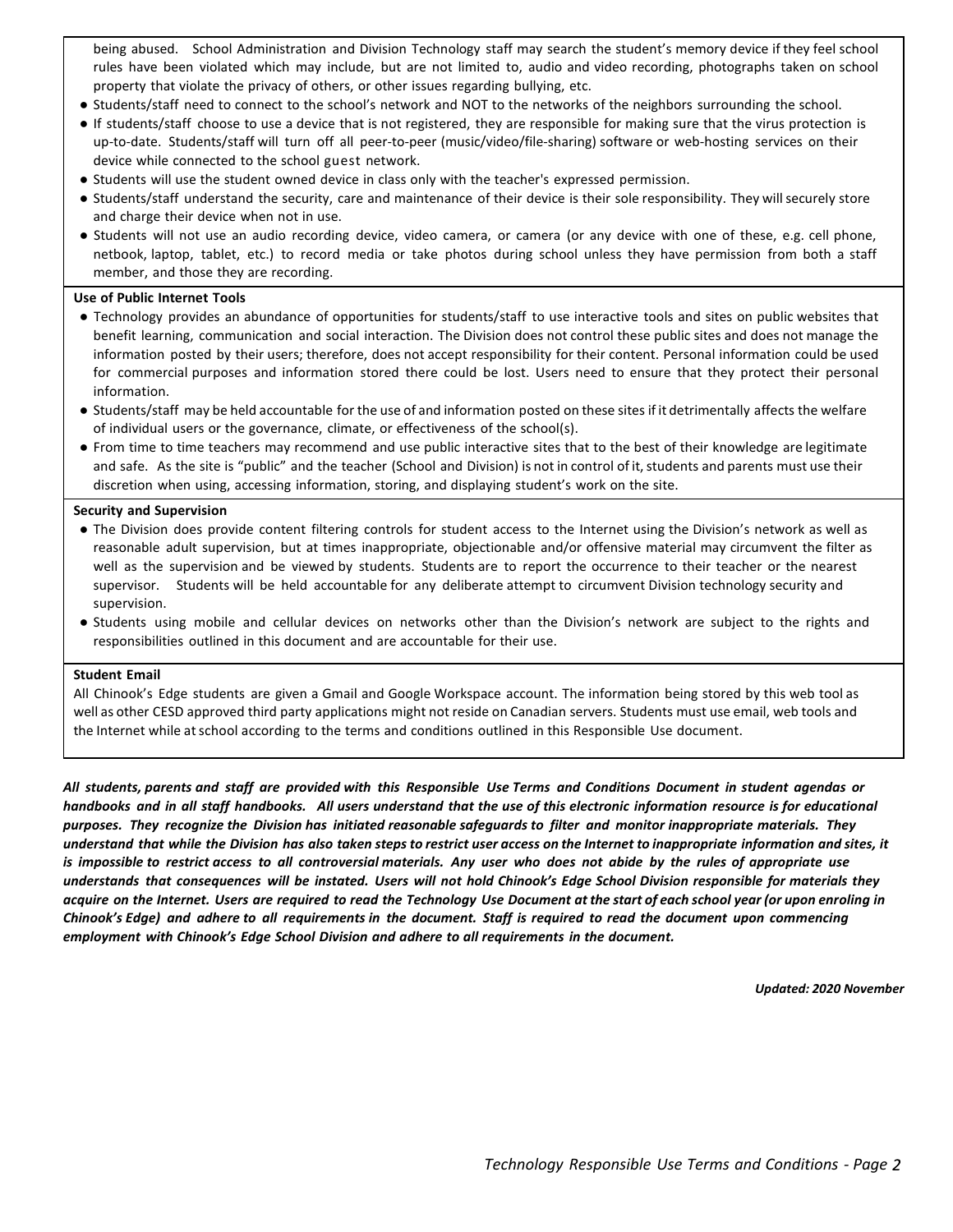being abused. School Administration and Division Technology staff may search the student's memory device if they feel school rules have been violated which may include, but are not limited to, audio and video recording, photographs taken on school property that violate the privacy of others, or other issues regarding bullying, etc.

- Students/staff need to connect to the school's network and NOT to the networks of the neighbors surrounding the school.
- If students/staff choose to use a device that is not registered, they are responsible for making sure that the virus protection is up-to-date. Students/staff will turn off all peer-to-peer (music/video/file-sharing) software or web-hosting services on their device while connected to the school guest network.
- Students will use the student owned device in class only with the teacher's expressed permission.
- Students/staff understand the security, care and maintenance of their device is their sole responsibility. They will securely store and charge their device when not in use.
- Students will not use an audio recording device, video camera, or camera (or any device with one of these, e.g. cell phone, netbook, laptop, tablet, etc.) to record media or take photos during school unless they have permission from both a staff member, and those they are recording.

**Use of Public Internet Tools**

- Technology provides an abundance of opportunities for students/staff to use interactive tools and sites on public websites that benefit learning, communication and social interaction. The Division does not control these public sites and does not manage the information posted by their users; therefore, does not accept responsibility for their content. Personal information could be used for commercial purposes and information stored there could be lost. Users need to ensure that they protect their personal information.
- Students/staff may be held accountable for the use of and information posted on these sites if it detrimentally affects the welfare of individual users or the governance, climate, or effectiveness of the school(s).
- From time to time teachers may recommend and use public interactive sites that to the best of their knowledge are legitimate and safe. As the site is "public" and the teacher (School and Division) is not in control of it, students and parents must use their discretion when using, accessing information, storing, and displaying student's work on the site.

**Security and Supervision**

- The Division does provide content filtering controls for student access to the Internet using the Division's network as well as reasonable adult supervision, but at times inappropriate, objectionable and/or offensive material may circumvent the filter as well as the supervision and be viewed by students. Students are to report the occurrence to their teacher or the nearest supervisor. Students will be held accountable for any deliberate attempt to circumvent Division technology security and supervision.
- Students using mobile and cellular devices on networks other than the Division's network are subject to the rights and responsibilities outlined in this document and are accountable for their use.

**Student Email**

All Chinook's Edge students are given a Gmail and Google Workspace account. The information being stored by this web tool as well as other CESD approved third party applications might not reside on Canadian servers. Students must use email, web tools and the Internet while at school according to the terms and conditions outlined in this Responsible Use document.

***All students, parents and staff are provided with this Responsible Use Terms and Conditions Document in student agendas or handbooks and in all staff handbooks. All users understand that the use of this electronic information resource is for educational purposes. They recognize the Division has initiated reasonable safeguards to filter and monitor inappropriate materials. They understand that while the Division has also taken steps to restrict user access on the Internet to inappropriate information and sites, it is impossible to restrict access to all controversial materials. Any user who does not abide by the rules of appropriate use understands that consequences will be instated. Users will not hold Chinook's Edge School Division responsible for materials they acquire on the Internet. Users are required to read the Technology Use Document at the start of each school year (or upon enroling in Chinook's Edge) and adhere to all requirements in the document. Staff is required to read the document upon commencing employment with Chinook's Edge School Division and adhere to all requirements in the document.***

***Updated: 2020 November***